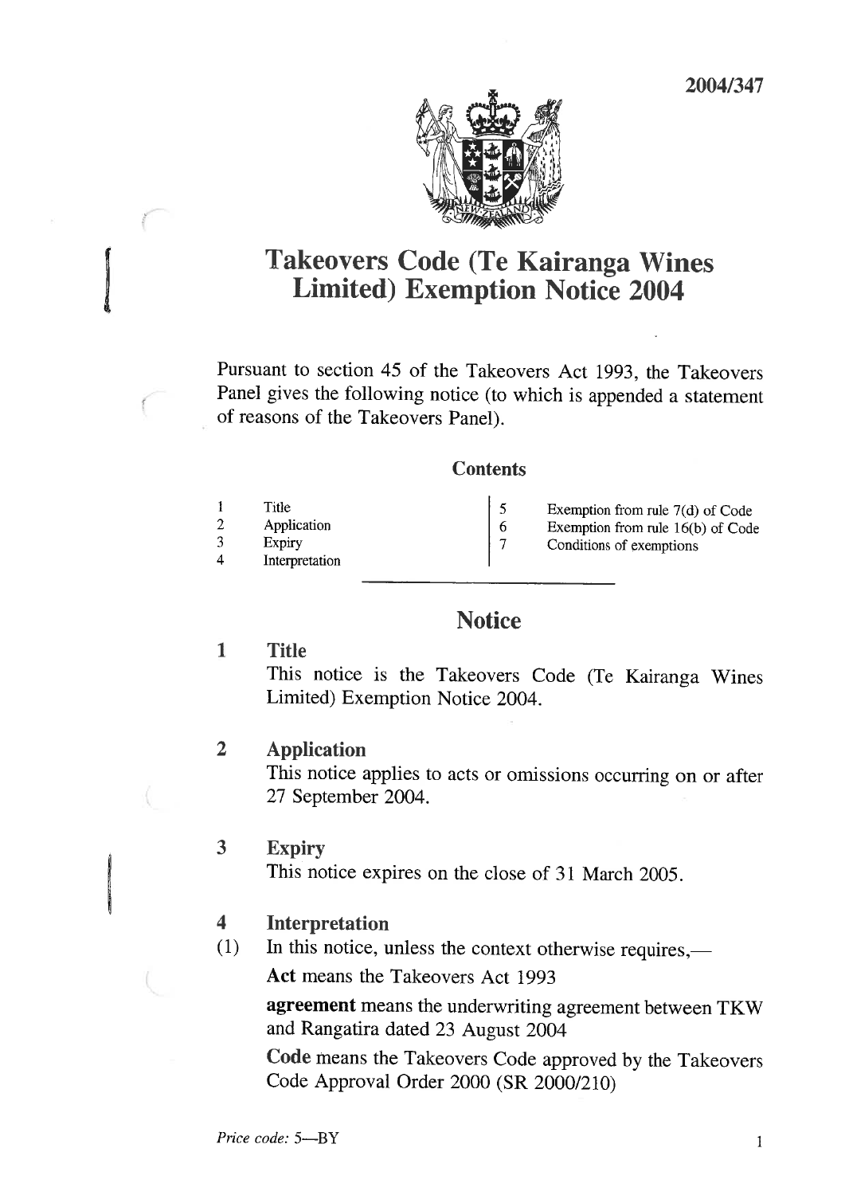2004/347

# Takeovers Code (Te Kairanga Wines Limited) Exemption Notice 2004

Pursuant to section 45 of the Takeovers Act 1993, the Takeovers Panel gives the following notice (to which is appended a statement of reasons of the Takeovers Panel).

### Contents

1 Title
2 Application
3 Expiry
4 Interpretation
5 Exemption from rule 7(d) of Code
6 Exemption from rule 16(b) of Code
7 Conditions of exemptions

## Notice

**1 Title**

This notice is the Takeovers Code (Te Kairanga Wines Limited) Exemption Notice 2004.

**2 Application**

This notice applies to acts or omissions occurring on or after 27 September 2004.

**3 Expiry**

This notice expires on the close of 31 March 2005.

**4 Interpretation**

(1) In this notice, unless the context otherwise requires,—

**Act** means the Takeovers Act 1993

**agreement** means the underwriting agreement between TKW and Rangatira dated 23 August 2004

**Code** means the Takeovers Code approved by the Takeovers Code Approval Order 2000 (SR 2000/210)

*Price code:* 5—BY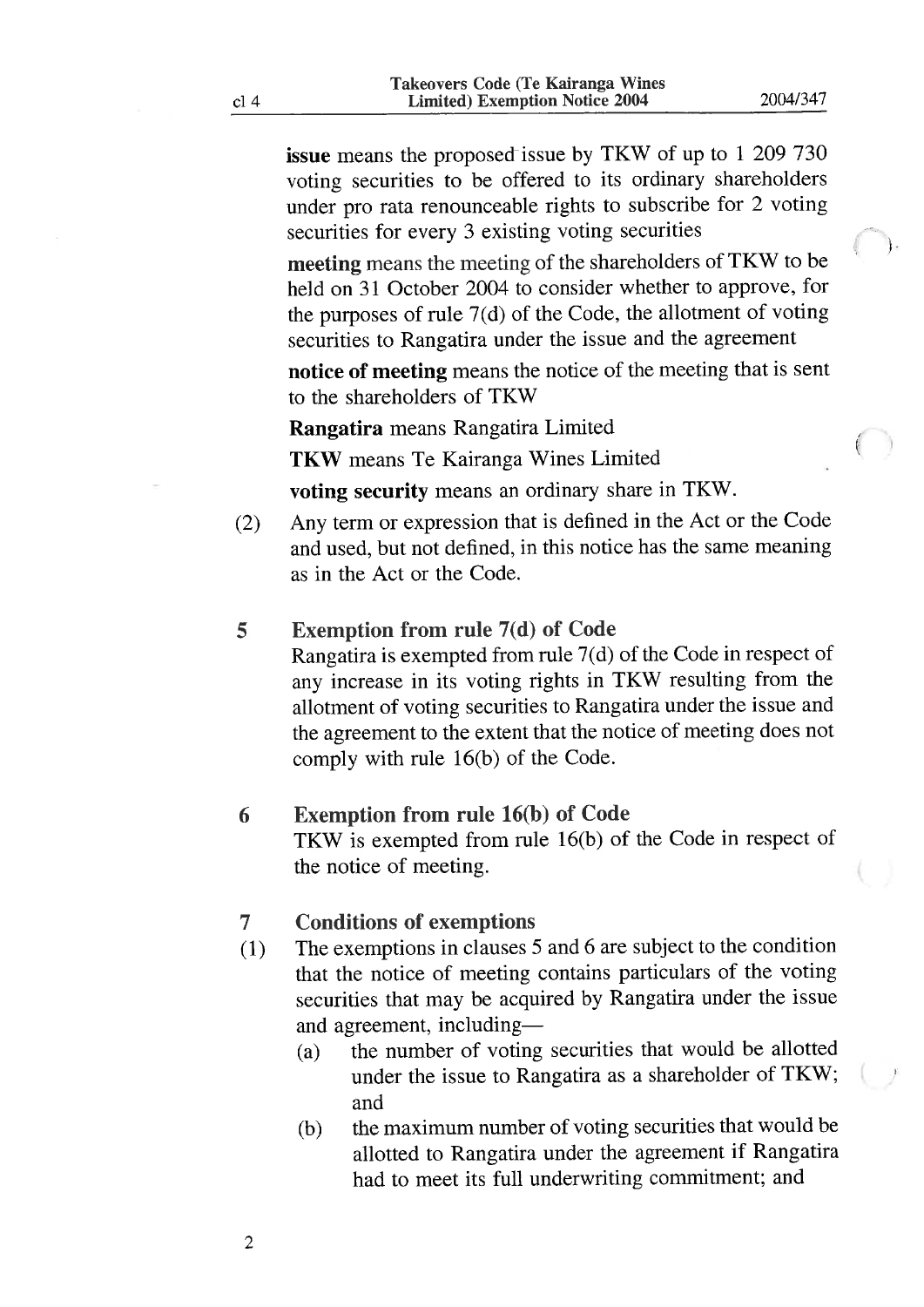**issue** means the proposed issue by TKW of up to 1 209 730 voting securities to be offered to its ordinary shareholders under pro rata renounceable rights to subscribe for 2 voting securities for every 3 existing voting securities

**meeting** means the meeting of the shareholders of TKW to be held on 31 October 2004 to consider whether to approve, for the purposes of rule 7(d) of the Code, the allotment of voting securities to Rangatira under the issue and the agreement

**notice of meeting** means the notice of the meeting that is sent to the shareholders of TKW

**Rangatira** means Rangatira Limited

**TKW** means Te Kairanga Wines Limited

**voting security** means an ordinary share in TKW.

(2) Any term or expression that is defined in the Act or the Code and used, but not defined, in this notice has the same meaning as in the Act or the Code.

### 5 Exemption from rule 7(d) of Code

Rangatira is exempted from rule 7(d) of the Code in respect of any increase in its voting rights in TKW resulting from the allotment of voting securities to Rangatira under the issue and the agreement to the extent that the notice of meeting does not comply with rule 16(b) of the Code.

### 6 Exemption from rule 16(b) of Code

TKW is exempted from rule 16(b) of the Code in respect of the notice of meeting.

### 7 Conditions of exemptions

(1) The exemptions in clauses 5 and 6 are subject to the condition that the notice of meeting contains particulars of the voting securities that may be acquired by Rangatira under the issue and agreement, including—

- (a) the number of voting securities that would be allotted under the issue to Rangatira as a shareholder of TKW; and
- (b) the maximum number of voting securities that would be allotted to Rangatira under the agreement if Rangatira had to meet its full underwriting commitment; and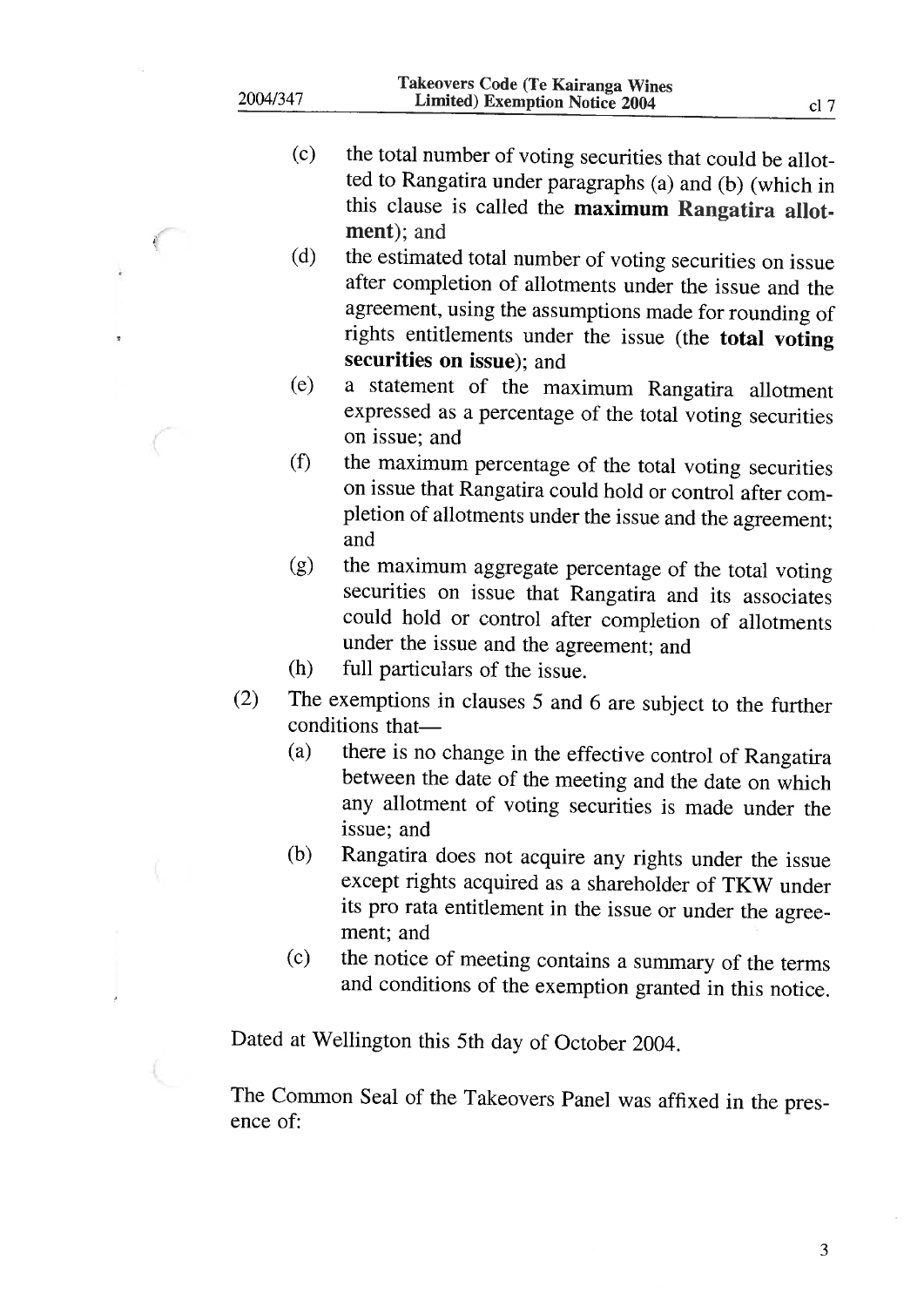(c) the total number of voting securities that could be allotted to Rangatira under paragraphs (a) and (b) (which in this clause is called the **maximum Rangatira allotment**); and

(d) the estimated total number of voting securities on issue after completion of allotments under the issue and the agreement, using the assumptions made for rounding of rights entitlements under the issue (the **total voting securities on issue**); and

(e) a statement of the maximum Rangatira allotment expressed as a percentage of the total voting securities on issue; and

(f) the maximum percentage of the total voting securities on issue that Rangatira could hold or control after completion of allotments under the issue and the agreement; and

(g) the maximum aggregate percentage of the total voting securities on issue that Rangatira and its associates could hold or control after completion of allotments under the issue and the agreement; and

(h) full particulars of the issue.

(2) The exemptions in clauses 5 and 6 are subject to the further conditions that—

(a) there is no change in the effective control of Rangatira between the date of the meeting and the date on which any allotment of voting securities is made under the issue; and

(b) Rangatira does not acquire any rights under the issue except rights acquired as a shareholder of TKW under its pro rata entitlement in the issue or under the agreement; and

(c) the notice of meeting contains a summary of the terms and conditions of the exemption granted in this notice.

Dated at Wellington this 5th day of October 2004.

The Common Seal of the Takeovers Panel was affixed in the presence of: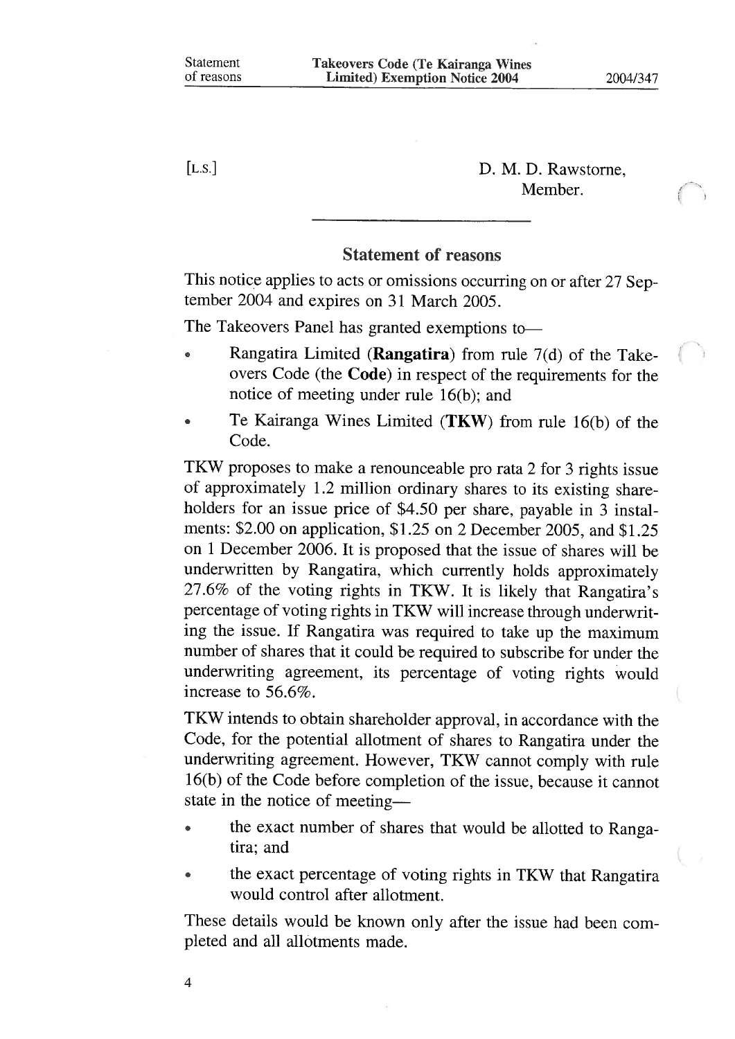[L.S.]

D. M. D. Rawstorne,
Member.

---

## Statement of reasons

This notice applies to acts or omissions occurring on or after 27 September 2004 and expires on 31 March 2005.

The Takeovers Panel has granted exemptions to—

- Rangatira Limited (**Rangatira**) from rule 7(d) of the Takeovers Code (the **Code**) in respect of the requirements for the notice of meeting under rule 16(b); and
- Te Kairanga Wines Limited (**TKW**) from rule 16(b) of the Code.

TKW proposes to make a renounceable pro rata 2 for 3 rights issue of approximately 1.2 million ordinary shares to its existing shareholders for an issue price of $4.50 per share, payable in 3 instalments: $2.00 on application, $1.25 on 2 December 2005, and $1.25 on 1 December 2006. It is proposed that the issue of shares will be underwritten by Rangatira, which currently holds approximately 27.6% of the voting rights in TKW. It is likely that Rangatira's percentage of voting rights in TKW will increase through underwriting the issue. If Rangatira was required to take up the maximum number of shares that it could be required to subscribe for under the underwriting agreement, its percentage of voting rights would increase to 56.6%.

TKW intends to obtain shareholder approval, in accordance with the Code, for the potential allotment of shares to Rangatira under the underwriting agreement. However, TKW cannot comply with rule 16(b) of the Code before completion of the issue, because it cannot state in the notice of meeting—

- the exact number of shares that would be allotted to Rangatira; and
- the exact percentage of voting rights in TKW that Rangatira would control after allotment.

These details would be known only after the issue had been completed and all allotments made.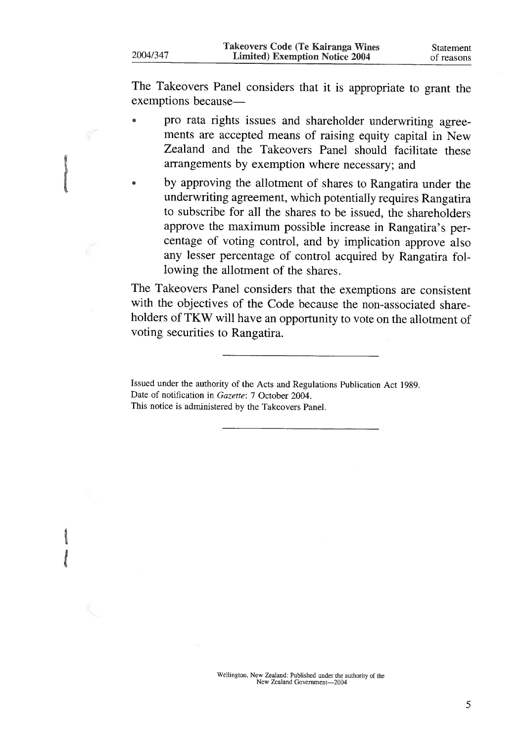The Takeovers Panel considers that it is appropriate to grant the exemptions because—

- pro rata rights issues and shareholder underwriting agreements are accepted means of raising equity capital in New Zealand and the Takeovers Panel should facilitate these arrangements by exemption where necessary; and
- by approving the allotment of shares to Rangatira under the underwriting agreement, which potentially requires Rangatira to subscribe for all the shares to be issued, the shareholders approve the maximum possible increase in Rangatira's percentage of voting control, and by implication approve also any lesser percentage of control acquired by Rangatira following the allotment of the shares.

The Takeovers Panel considers that the exemptions are consistent with the objectives of the Code because the non-associated shareholders of TKW will have an opportunity to vote on the allotment of voting securities to Rangatira.

---

Issued under the authority of the Acts and Regulations Publication Act 1989.
Date of notification in *Gazette*: 7 October 2004.
This notice is administered by the Takeovers Panel.

---

Wellington, New Zealand: Published under the authority of the New Zealand Government—2004